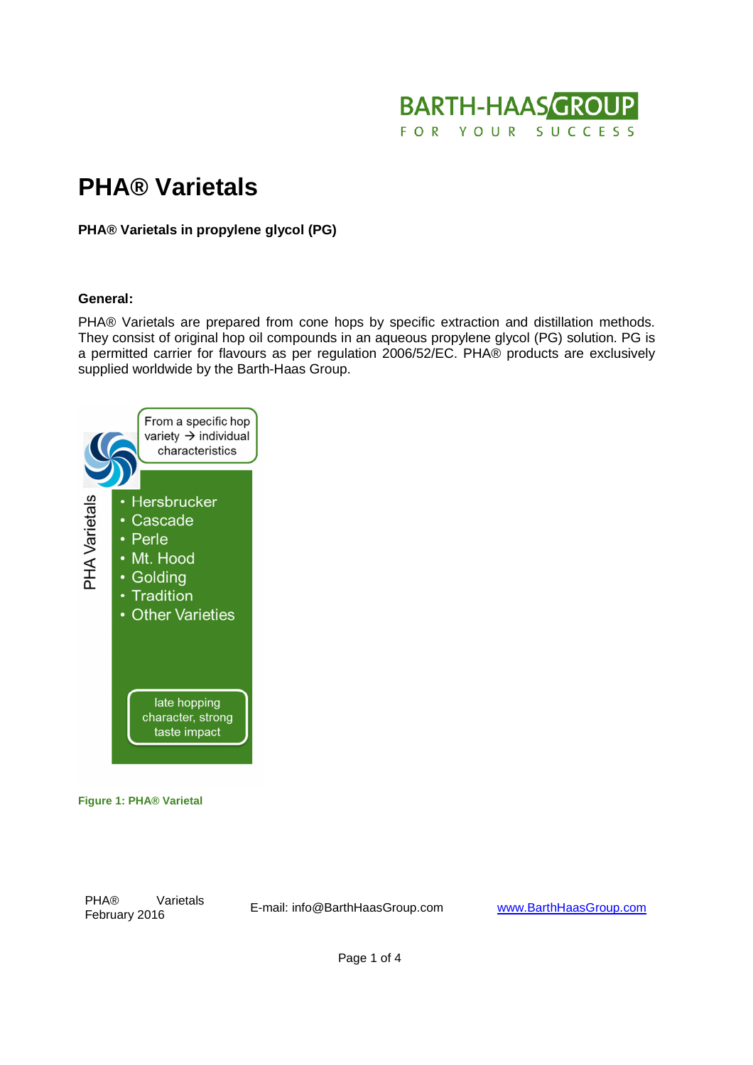# PHA® Varietals

**PHA® Varietals in propylene glycol (PG)**

**General:**

PHA® Varietals are prepared from cone hops by specific extraction and distillation methods. They consist of original hop oil compounds in an aqueous propylene glycol (PG) solution. PG is a permitted carrier for flavours as per regulation 2006/52/EC. PHA® products are exclusively supplied worldwide by the Barth-Haas Group.

PHA Varietals

From a specific hop variety → individual characteristics

- Hersbrucker
- Cascade
- Perle
- Mt. Hood
- Golding
- Tradition
- Other Varieties

late hopping character, strong taste impact

**Figure 1: PHA® Varietal**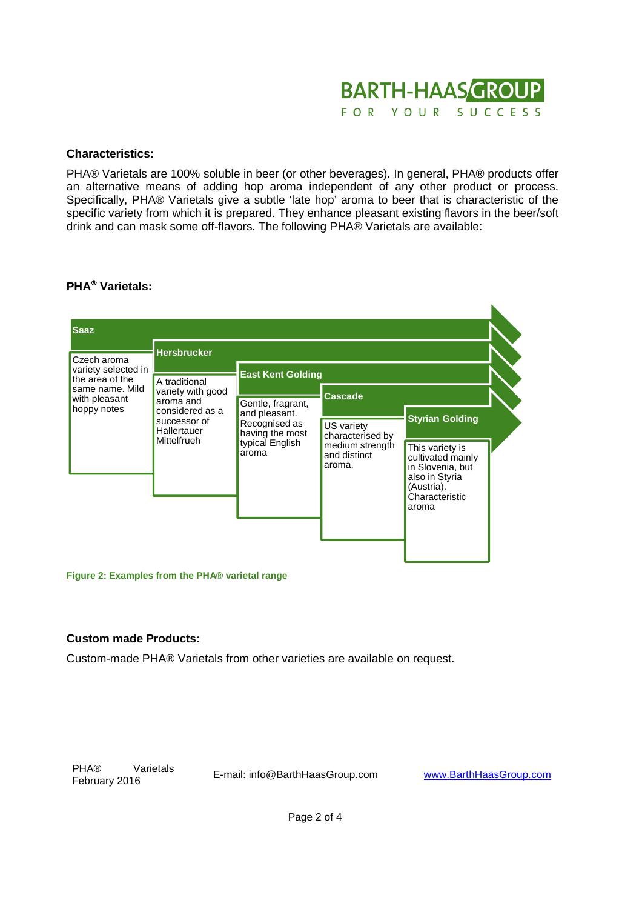### Characteristics:

PHA® Varietals are 100% soluble in beer (or other beverages). In general, PHA® products offer an alternative means of adding hop aroma independent of any other product or process. Specifically, PHA® Varietals give a subtle 'late hop' aroma to beer that is characteristic of the specific variety from which it is prepared. They enhance pleasant existing flavors in the beer/soft drink and can mask some off-flavors. The following PHA® Varietals are available:

### PHA® Varietals:

**Saaz**
Czech aroma variety selected in the area of the same name. Mild with pleasant hoppy notes

**Hersbrucker**
A traditional variety with good aroma and considered as a successor of Hallertauer Mittelfrueh

**East Kent Golding**
Gentle, fragrant, and pleasant. Recognised as having the most typical English aroma

**Cascade**
US variety characterised by medium strength and distinct aroma.

**Styrian Golding**
This variety is cultivated mainly in Slovenia, but also in Styria (Austria). Characteristic aroma

**Figure 2: Examples from the PHA® varietal range**

### Custom made Products:

Custom-made PHA® Varietals from other varieties are available on request.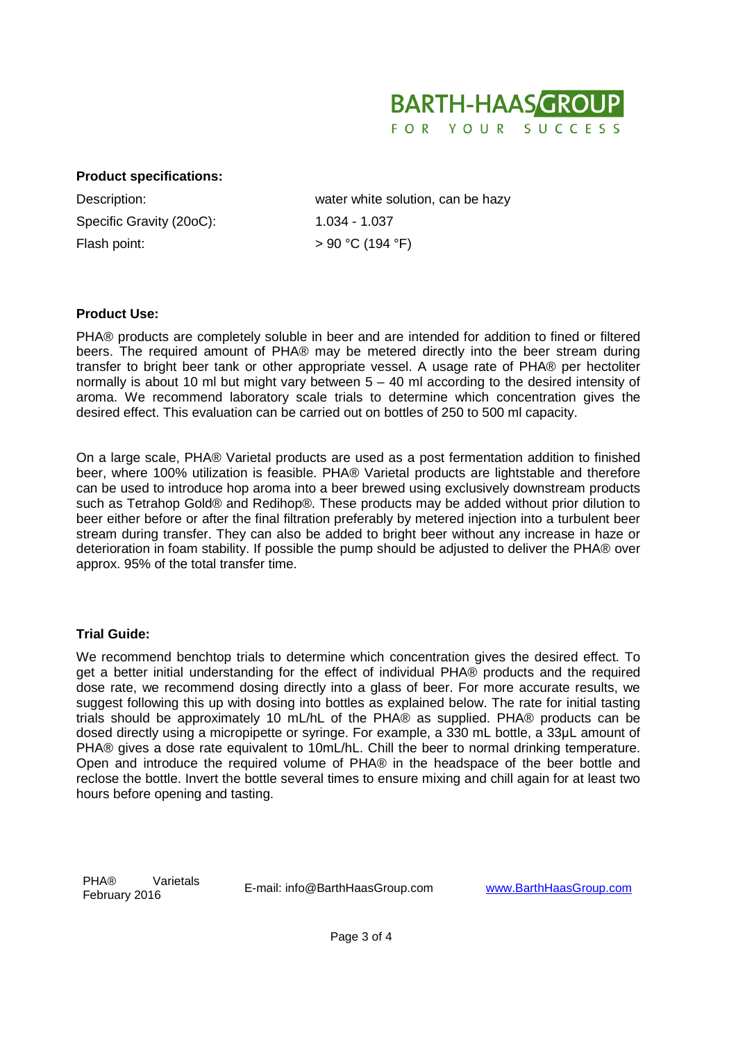**Product specifications:**

| | |
|---|---|
| Description: | water white solution, can be hazy |
| Specific Gravity (20oC): | 1.034 - 1.037 |
| Flash point: | > 90 °C (194 °F) |

**Product Use:**

PHA® products are completely soluble in beer and are intended for addition to fined or filtered beers. The required amount of PHA® may be metered directly into the beer stream during transfer to bright beer tank or other appropriate vessel. A usage rate of PHA® per hectoliter normally is about 10 ml but might vary between 5 – 40 ml according to the desired intensity of aroma. We recommend laboratory scale trials to determine which concentration gives the desired effect. This evaluation can be carried out on bottles of 250 to 500 ml capacity.

On a large scale, PHA® Varietal products are used as a post fermentation addition to finished beer, where 100% utilization is feasible. PHA® Varietal products are lightstable and therefore can be used to introduce hop aroma into a beer brewed using exclusively downstream products such as Tetrahop Gold® and Redihop®. These products may be added without prior dilution to beer either before or after the final filtration preferably by metered injection into a turbulent beer stream during transfer. They can also be added to bright beer without any increase in haze or deterioration in foam stability. If possible the pump should be adjusted to deliver the PHA® over approx. 95% of the total transfer time.

**Trial Guide:**

We recommend benchtop trials to determine which concentration gives the desired effect. To get a better initial understanding for the effect of individual PHA® products and the required dose rate, we recommend dosing directly into a glass of beer. For more accurate results, we suggest following this up with dosing into bottles as explained below. The rate for initial tasting trials should be approximately 10 mL/hL of the PHA® as supplied. PHA® products can be dosed directly using a micropipette or syringe. For example, a 330 mL bottle, a 33µL amount of PHA® gives a dose rate equivalent to 10mL/hL. Chill the beer to normal drinking temperature. Open and introduce the required volume of PHA® in the headspace of the beer bottle and reclose the bottle. Invert the bottle several times to ensure mixing and chill again for at least two hours before opening and tasting.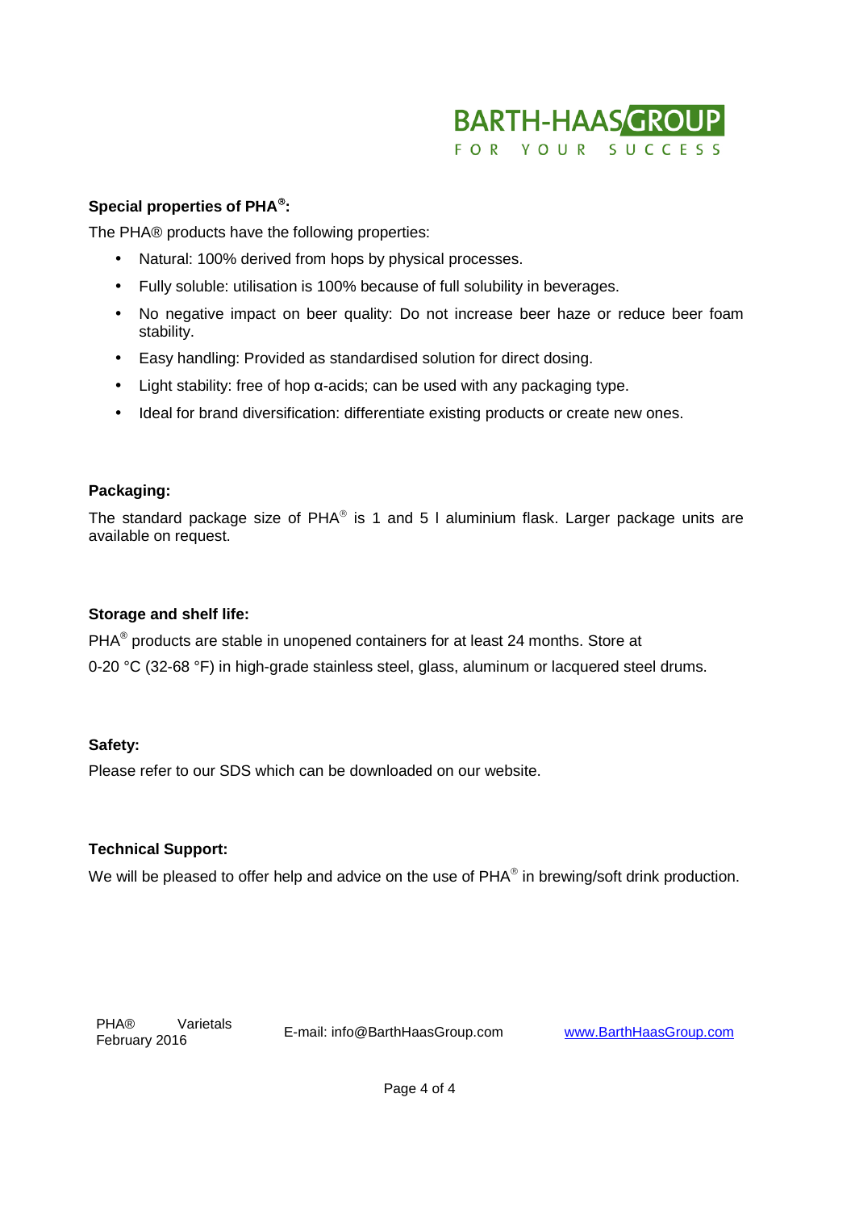**Special properties of PHA®:**

The PHA® products have the following properties:

- Natural: 100% derived from hops by physical processes.
- Fully soluble: utilisation is 100% because of full solubility in beverages.
- No negative impact on beer quality: Do not increase beer haze or reduce beer foam stability.
- Easy handling: Provided as standardised solution for direct dosing.
- Light stability: free of hop α-acids; can be used with any packaging type.
- Ideal for brand diversification: differentiate existing products or create new ones.

**Packaging:**

The standard package size of PHA® is 1 and 5 l aluminium flask. Larger package units are available on request.

**Storage and shelf life:**

PHA® products are stable in unopened containers for at least 24 months. Store at 0-20 °C (32-68 °F) in high-grade stainless steel, glass, aluminum or lacquered steel drums.

**Safety:**

Please refer to our SDS which can be downloaded on our website.

**Technical Support:**

We will be pleased to offer help and advice on the use of PHA® in brewing/soft drink production.